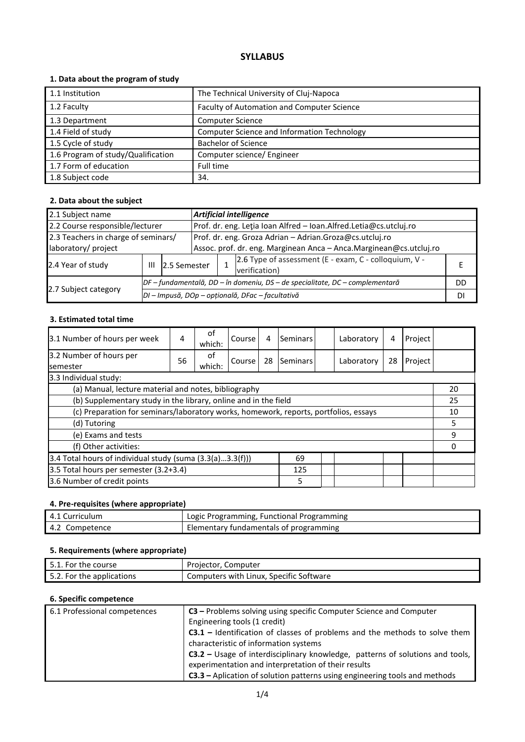# SYLLABUS

### 1. Data about the program of study

| | |
|---|---|
| 1.1 Institution | The Technical University of Cluj-Napoca |
| 1.2 Faculty | Faculty of Automation and Computer Science |
| 1.3 Department | Computer Science |
| 1.4 Field of study | Computer Science and Information Technology |
| 1.5 Cycle of study | Bachelor of Science |
| 1.6 Program of study/Qualification | Computer science/ Engineer |
| 1.7 Form of education | Full time |
| 1.8 Subject code | 34. |

### 2. Data about the subject

| | | | | | | |
|---|---|---|---|---|---|---|
| 2.1 Subject name | ***Artificial intelligence*** | | | | | |
| 2.2 Course responsible/lecturer | Prof. dr. eng. Leţia Ioan Alfred – Ioan.Alfred.Letia@cs.utcluj.ro | | | | | |
| 2.3 Teachers in charge of seminars/ laboratory/ project | Prof. dr. eng. Groza Adrian – Adrian.Groza@cs.utcluj.ro<br>Assoc. prof. dr. eng. Marginean Anca – Anca.Marginean@cs.utcluj.ro | | | | | |
| 2.4 Year of study | III | 2.5 Semester | 1 | 2.6 Type of assessment (E - exam, C - colloquium, V - verification) | | E |
| 2.7 Subject category | *DF – fundamentală, DD – în domeniu, DS – de specialitate, DC – complementară* | | | | | DD |
| | *DI – Impusă, DOp – opțională, DFac – facultativă* | | | | | DI |

### 3. Estimated total time

| | | | | | | | | | | |
|---|---|---|---|---|---|---|---|---|---|---|
| 3.1 Number of hours per week | 4 | of which: | Course | 4 | Seminars | | Laboratory | 4 | Project | |
| 3.2 Number of hours per semester | 56 | of which: | Course | 28 | Seminars | | Laboratory | 28 | Project | |
| 3.3 Individual study: | | | | | | | | | | |
| (a) Manual, lecture material and notes, bibliography | | | | | | | | | | 20 |
| (b) Supplementary study in the library, online and in the field | | | | | | | | | | 25 |
| (c) Preparation for seminars/laboratory works, homework, reports, portfolios, essays | | | | | | | | | | 10 |
| (d) Tutoring | | | | | | | | | | 5 |
| (e) Exams and tests | | | | | | | | | | 9 |
| (f) Other activities: | | | | | | | | | | 0 |
| 3.4 Total hours of individual study (suma (3.3(a)…3.3(f))) | | | | | 69 | | | | | |
| 3.5 Total hours per semester (3.2+3.4) | | | | | 125 | | | | | |
| 3.6 Number of credit points | | | | | 5 | | | | | |

### 4. Pre-requisites (where appropriate)

| | |
|---|---|
| 4.1 Curriculum | Logic Programming, Functional Programming |
| 4.2 Competence | Elementary fundamentals of programming |

### 5. Requirements (where appropriate)

| | |
|---|---|
| 5.1. For the course | Projector, Computer |
| 5.2. For the applications | Computers with Linux, Specific Software |

### 6. Specific competence

| | |
|---|---|
| 6.1 Professional competences | **C3 –** Problems solving using specific Computer Science and Computer Engineering tools (1 credit)<br>**C3.1 –** Identification of classes of problems and the methods to solve them characteristic of information systems<br>**C3.2 –** Usage of interdisciplinary knowledge, patterns of solutions and tools, experimentation and interpretation of their results<br>**C3.3 –** Aplication of solution patterns using engineering tools and methods |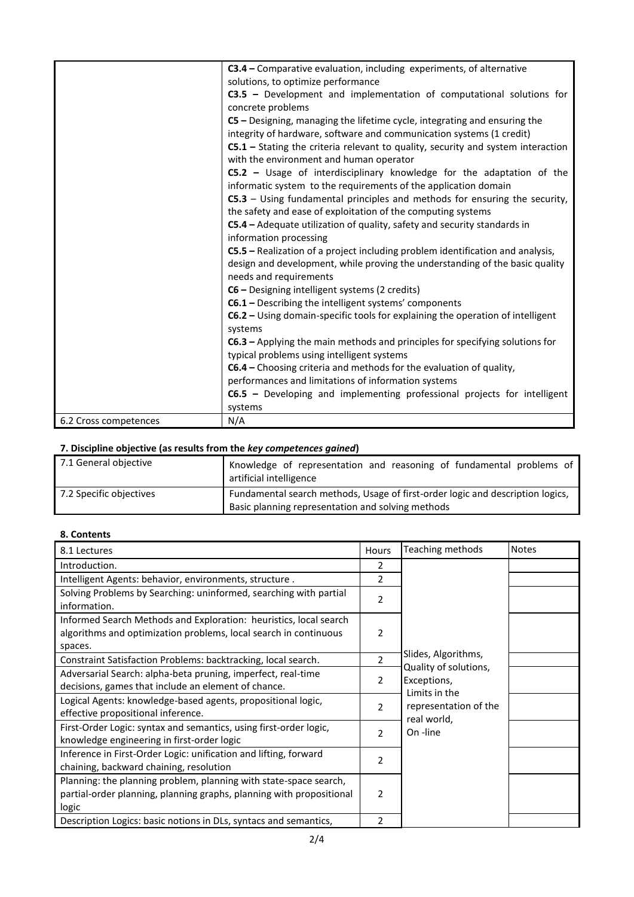| | |
|---|---|
| | **C3.4 –** Comparative evaluation, including experiments, of alternative solutions, to optimize performance<br>**C3.5 –** Development and implementation of computational solutions for concrete problems<br>**C5 –** Designing, managing the lifetime cycle, integrating and ensuring the integrity of hardware, software and communication systems (1 credit)<br>**C5.1 –** Stating the criteria relevant to quality, security and system interaction with the environment and human operator<br>**C5.2 –** Usage of interdisciplinary knowledge for the adaptation of the informatic system to the requirements of the application domain<br>**C5.3** – Using fundamental principles and methods for ensuring the security, the safety and ease of exploitation of the computing systems<br>**C5.4 –** Adequate utilization of quality, safety and security standards in information processing<br>**C5.5 –** Realization of a project including problem identification and analysis, design and development, while proving the understanding of the basic quality needs and requirements<br>**C6 –** Designing intelligent systems (2 credits)<br>**C6.1 –** Describing the intelligent systems' components<br>**C6.2 –** Using domain-specific tools for explaining the operation of intelligent systems<br>**C6.3 –** Applying the main methods and principles for specifying solutions for typical problems using intelligent systems<br>**C6.4 –** Choosing criteria and methods for the evaluation of quality, performances and limitations of information systems<br>**C6.5 –** Developing and implementing professional projects for intelligent systems |
| 6.2 Cross competences | N/A |

### 7. Discipline objective (as results from the *key competences gained*)

| | |
|---|---|
| 7.1 General objective | Knowledge of representation and reasoning of fundamental problems of artificial intelligence |
| 7.2 Specific objectives | Fundamental search methods, Usage of first-order logic and description logics, Basic planning representation and solving methods |

### 8. Contents

| 8.1 Lectures | Hours | Teaching methods | Notes |
|---|---|---|---|
| Introduction. | 2 | Slides, Algorithms, Quality of solutions, Exceptions, Limits in the representation of the real world, On -line | |
| Intelligent Agents: behavior, environments, structure . | 2 | | |
| Solving Problems by Searching: uninformed, searching with partial information. | 2 | | |
| Informed Search Methods and Exploration: heuristics, local search algorithms and optimization problems, local search in continuous spaces. | 2 | | |
| Constraint Satisfaction Problems: backtracking, local search. | 2 | | |
| Adversarial Search: alpha-beta pruning, imperfect, real-time decisions, games that include an element of chance. | 2 | | |
| Logical Agents: knowledge-based agents, propositional logic, effective propositional inference. | 2 | | |
| First-Order Logic: syntax and semantics, using first-order logic, knowledge engineering in first-order logic | 2 | | |
| Inference in First-Order Logic: unification and lifting, forward chaining, backward chaining, resolution | 2 | | |
| Planning: the planning problem, planning with state-space search, partial-order planning, planning graphs, planning with propositional logic | 2 | | |
| Description Logics: basic notions in DLs, syntacs and semantics, | 2 | | |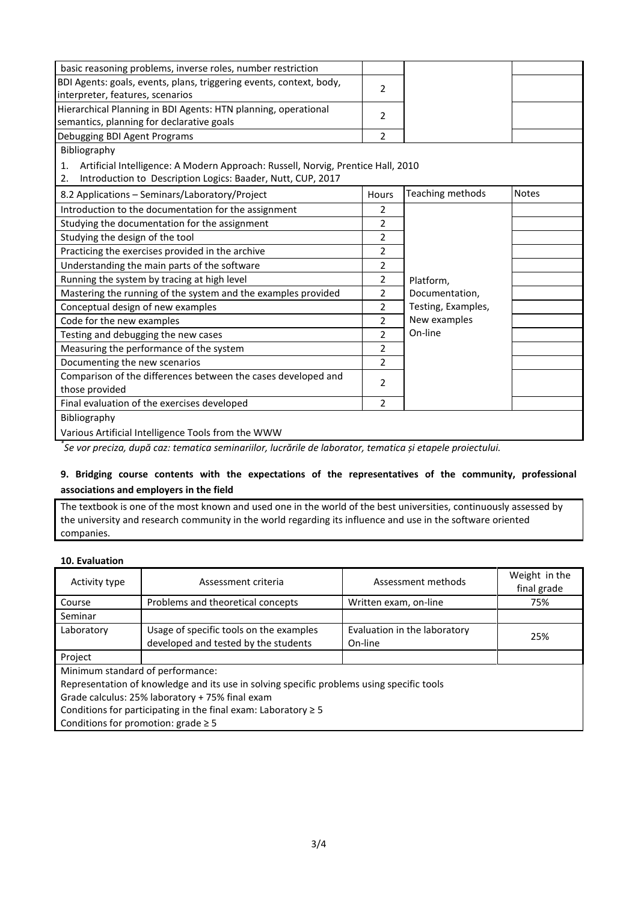| | | | |
|---|---|---|---|
| basic reasoning problems, inverse roles, number restriction | | | |
| BDI Agents: goals, events, plans, triggering events, context, body, interpreter, features, scenarios | 2 | | |
| Hierarchical Planning in BDI Agents: HTN planning, operational semantics, planning for declarative goals | 2 | | |
| Debugging BDI Agent Programs | 2 | | |

Bibliography

1. Artificial Intelligence: A Modern Approach: Russell, Norvig, Prentice Hall, 2010
2. Introduction to Description Logics: Baader, Nutt, CUP, 2017

| 8.2 Applications – Seminars/Laboratory/Project | Hours | Teaching methods | Notes |
|---|---|---|---|
| Introduction to the documentation for the assignment | 2 | Platform, Documentation, Testing, Examples, New examples On-line | |
| Studying the documentation for the assignment | 2 | | |
| Studying the design of the tool | 2 | | |
| Practicing the exercises provided in the archive | 2 | | |
| Understanding the main parts of the software | 2 | | |
| Running the system by tracing at high level | 2 | | |
| Mastering the running of the system and the examples provided | 2 | | |
| Conceptual design of new examples | 2 | | |
| Code for the new examples | 2 | | |
| Testing and debugging the new cases | 2 | | |
| Measuring the performance of the system | 2 | | |
| Documenting the new scenarios | 2 | | |
| Comparison of the differences between the cases developed and those provided | 2 | | |
| Final evaluation of the exercises developed | 2 | | |

Bibliography

Various Artificial Intelligence Tools from the WWW

*Se vor preciza, după caz: tematica seminariilor, lucrările de laborator, tematica și etapele proiectului.*

### 9. Bridging course contents with the expectations of the representatives of the community, professional associations and employers in the field

The textbook is one of the most known and used one in the world of the best universities, continuously assessed by the university and research community in the world regarding its influence and use in the software oriented companies.

### 10. Evaluation

| Activity type | Assessment criteria | Assessment methods | Weight in the final grade |
|---|---|---|---|
| Course | Problems and theoretical concepts | Written exam, on-line | 75% |
| Seminar | | | |
| Laboratory | Usage of specific tools on the examples developed and tested by the students | Evaluation in the laboratory On-line | 25% |
| Project | | | |

Minimum standard of performance:
Representation of knowledge and its use in solving specific problems using specific tools
Grade calculus: 25% laboratory + 75% final exam
Conditions for participating in the final exam: Laboratory ≥ 5
Conditions for promotion: grade ≥ 5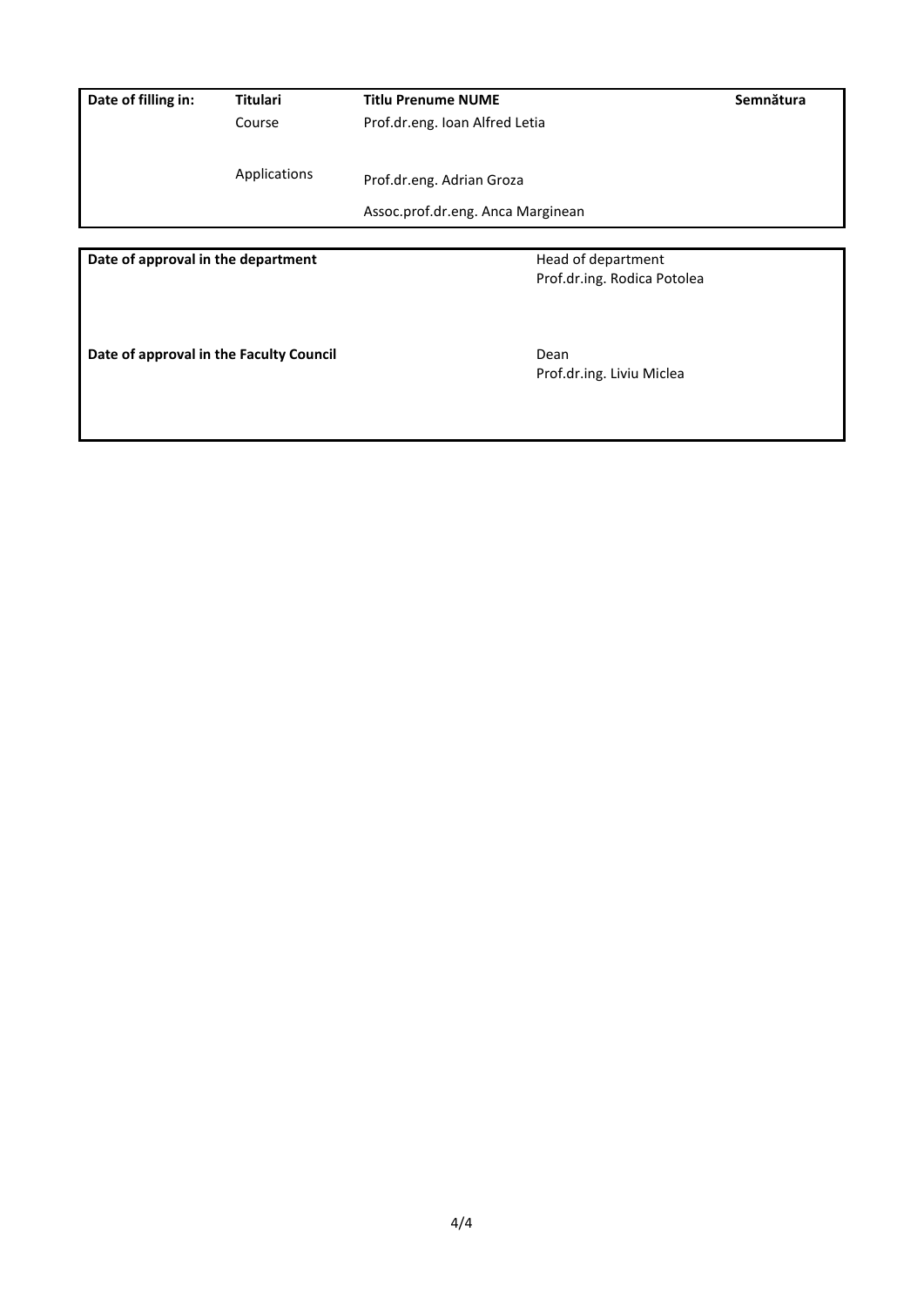| **Date of filling in:** | **Titulari** | **Titlu Prenume NUME** | **Semnătura** |
|---|---|---|---|
| | Course | Prof.dr.eng. Ioan Alfred Letia | |
| | Applications | Prof.dr.eng. Adrian Groza | |
| | | Assoc.prof.dr.eng. Anca Marginean | |

| | |
|---|---|
| **Date of approval in the department** | Head of department<br>Prof.dr.ing. Rodica Potolea |
| **Date of approval in the Faculty Council** | Dean<br>Prof.dr.ing. Liviu Miclea |